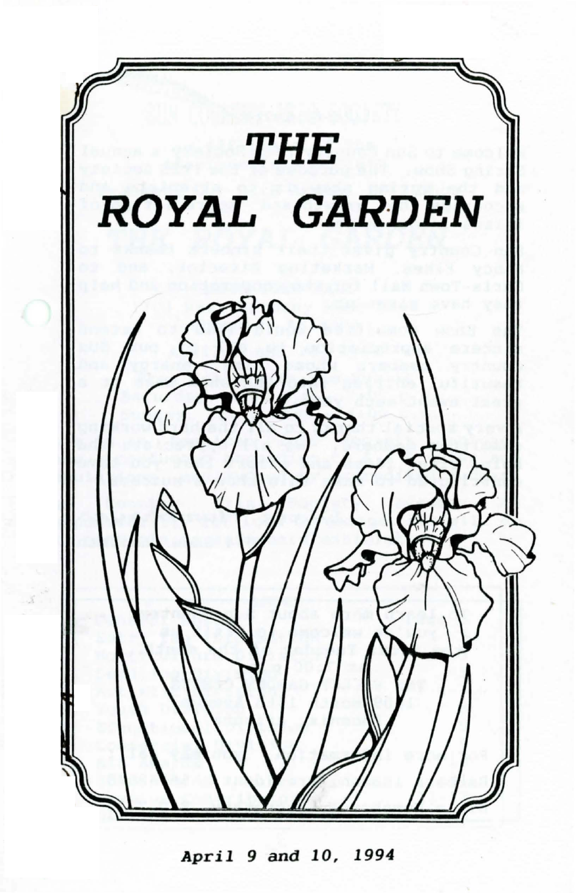# THE ROYAL GARDEN

*April 9 and 10, 1994*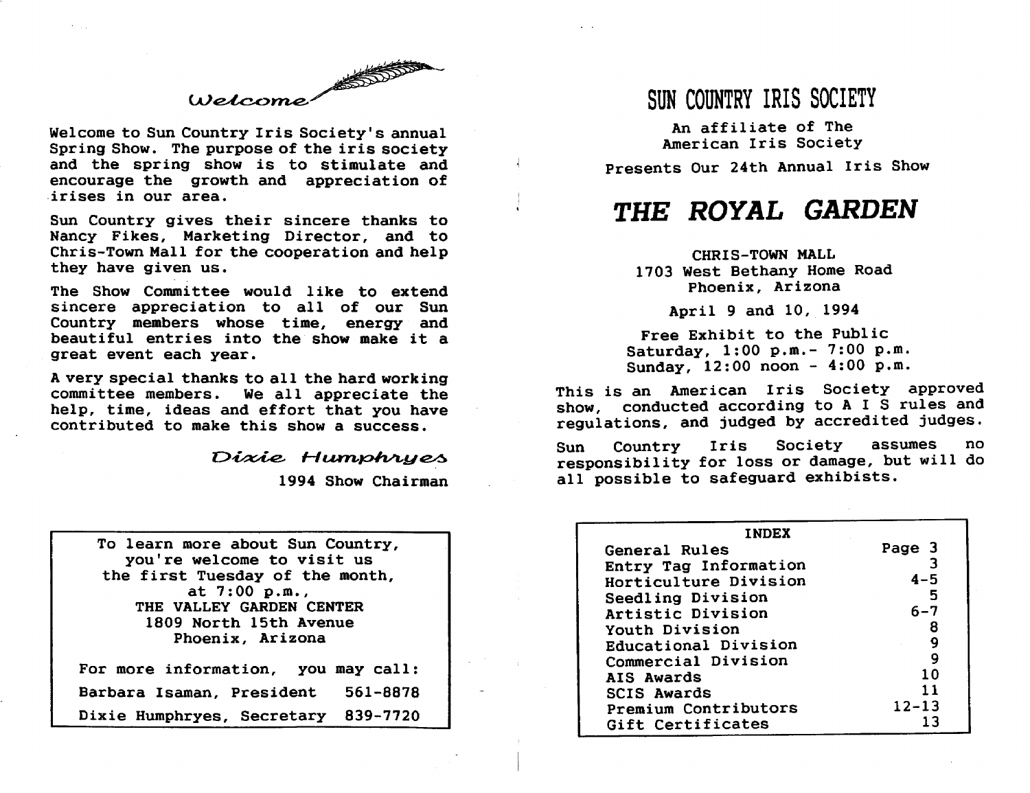## Welcome

Welcome to Sun Country Iris Society's annual Spring Show. The purpose of the iris society and the spring show is to stimulate and encourage the growth and appreciation of irises in our area.

Sun Country gives their sincere thanks to Nancy Fikes, Marketing Director, and to Chris-Town Mall for the cooperation and help they have given us.

The Show Committee would like to extend sincere appreciation to all of our Sun Country members whose time, energy and beautiful entries into the show make it a great event each year.

A very special thanks to all the hard working committee members. We all appreciate the help, time, ideas and effort that you have contributed to make this show a success.

*Dixie Humphryes*
1994 Show Chairman

To learn more about Sun Country,
you're welcome to visit us
the first Tuesday of the month,
at 7:00 p.m.,
THE VALLEY GARDEN CENTER
1809 North 15th Avenue
Phoenix, Arizona

For more information, you may call:

Barbara Isaman, President 561-8878

Dixie Humphryes, Secretary 839-7720

# SUN COUNTRY IRIS SOCIETY

An affiliate of The
American Iris Society

Presents Our 24th Annual Iris Show

# *THE ROYAL GARDEN*

CHRIS-TOWN MALL
1703 West Bethany Home Road
Phoenix, Arizona

April 9 and 10, 1994

Free Exhibit to the Public
Saturday, 1:00 p.m.- 7:00 p.m.
Sunday, 12:00 noon - 4:00 p.m.

This is an American Iris Society approved show, conducted according to A I S rules and regulations, and judged by accredited judges.

Sun Country Iris Society assumes no responsibility for loss or damage, but will do all possible to safeguard exhibists.

| INDEX | |
|---|---|
| General Rules | Page 3 |
| Entry Tag Information | 3 |
| Horticulture Division | 4-5 |
| Seedling Division | 5 |
| Artistic Division | 6-7 |
| Youth Division | 8 |
| Educational Division | 9 |
| Commercial Division | 9 |
| AIS Awards | 10 |
| SCIS Awards | 11 |
| Premium Contributors | 12-13 |
| Gift Certificates | 13 |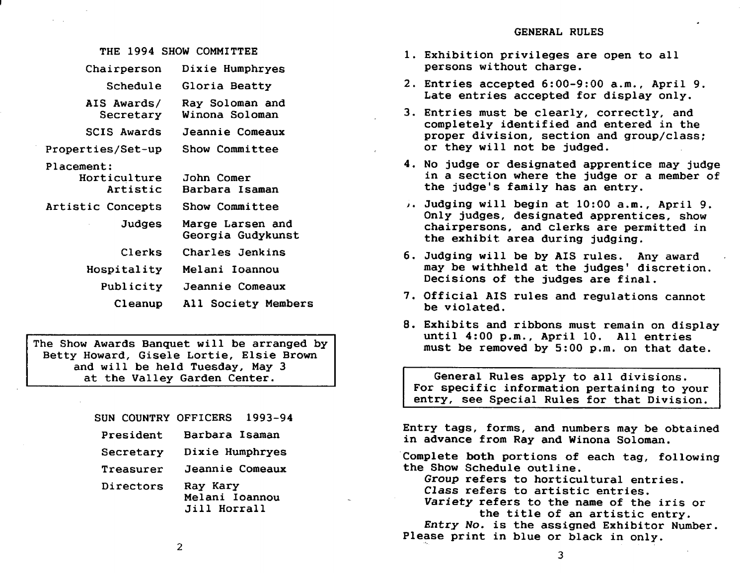## THE 1994 SHOW COMMITTEE

| | |
|---|---|
| Chairperson | Dixie Humphryes |
| Schedule | Gloria Beatty |
| AIS Awards/ Secretary | Ray Soloman and Winona Soloman |
| SCIS Awards | Jeannie Comeaux |
| Properties/Set-up | Show Committee |
| Placement: | |
| Horticulture | John Comer |
| Artistic | Barbara Isaman |
| Artistic Concepts | Show Committee |
| Judges | Marge Larsen and Georgia Gudykunst |
| Clerks | Charles Jenkins |
| Hospitality | Melani Ioannou |
| Publicity | Jeannie Comeaux |
| Cleanup | All Society Members |

The Show Awards Banquet will be arranged by Betty Howard, Gisele Lortie, Elsie Brown and will be held Tuesday, May 3 at the Valley Garden Center.

## SUN COUNTRY OFFICERS 1993-94

| | |
|---|---|
| President | Barbara Isaman |
| Secretary | Dixie Humphryes |
| Treasurer | Jeannie Comeaux |
| Directors | Ray Kary<br>Melani Ioannou<br>Jill Horrall |

## GENERAL RULES

1. Exhibition privileges are open to all persons without charge.
2. Entries accepted 6:00-9:00 a.m., April 9. Late entries accepted for display only.
3. Entries must be clearly, correctly, and completely identified and entered in the proper division, section and group/class; or they will not be judged.
4. No judge or designated apprentice may judge in a section where the judge or a member of the judge's family has an entry.
5. Judging will begin at 10:00 a.m., April 9. Only judges, designated apprentices, show chairpersons, and clerks are permitted in the exhibit area during judging.
6. Judging will be by AIS rules. Any award may be withheld at the judges' discretion. Decisions of the judges are final.
7. Official AIS rules and regulations cannot be violated.
8. Exhibits and ribbons must remain on display until 4:00 p.m., April 10. All entries must be removed by 5:00 p.m. on that date.

General Rules apply to all divisions. For specific information pertaining to your entry, see Special Rules for that Division.

Entry tags, forms, and numbers may be obtained in advance from Ray and Winona Soloman.

Complete **both** portions of each tag, following the Show Schedule outline.
*Group* refers to horticultural entries.
*Class* refers to artistic entries.
*Variety* refers to the name of the iris or the title of an artistic entry.
*Entry No.* is the assigned Exhibitor Number.
Please print in blue or black in only.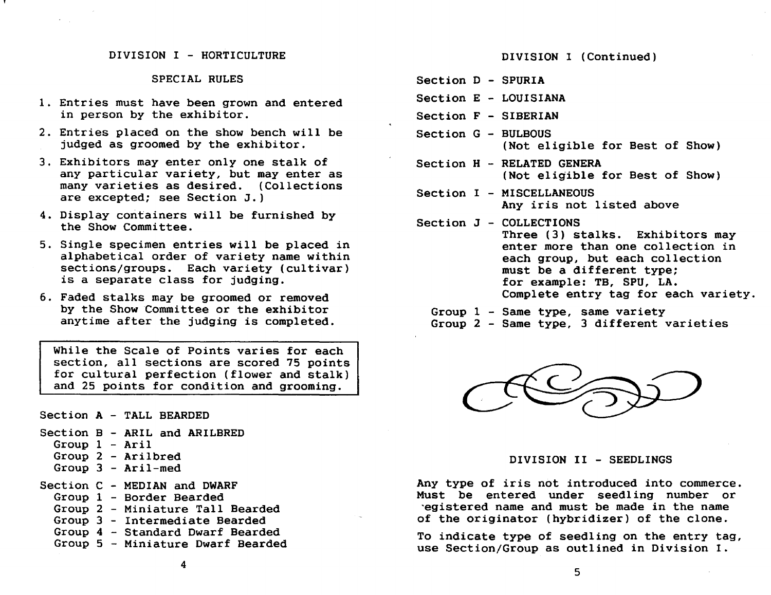## DIVISION I - HORTICULTURE

### SPECIAL RULES

1. Entries must have been grown and entered in person by the exhibitor.
2. Entries placed on the show bench will be judged as groomed by the exhibitor.
3. Exhibitors may enter only one stalk of any particular variety, but may enter as many varieties as desired. (Collections are excepted; see Section J.)
4. Display containers will be furnished by the Show Committee.
5. Single specimen entries will be placed in alphabetical order of variety name within sections/groups. Each variety (cultivar) is a separate class for judging.
6. Faded stalks may be groomed or removed by the Show Committee or the exhibitor anytime after the judging is completed.

> While the Scale of Points varies for each section, all sections are scored 75 points for cultural perfection (flower and stalk) and 25 points for condition and grooming.

Section A - TALL BEARDED

Section B - ARIL and ARILBRED
- Group 1 - Aril
- Group 2 - Arilbred
- Group 3 - Aril-med

Section C - MEDIAN and DWARF
- Group 1 - Border Bearded
- Group 2 - Miniature Tall Bearded
- Group 3 - Intermediate Bearded
- Group 4 - Standard Dwarf Bearded
- Group 5 - Miniature Dwarf Bearded

## DIVISION I (Continued)

Section D - SPURIA

Section E - LOUISIANA

Section F - SIBERIAN

Section G - BULBOUS
(Not eligible for Best of Show)

Section H - RELATED GENERA
(Not eligible for Best of Show)

Section I - MISCELLANEOUS
Any iris not listed above

Section J - COLLECTIONS
Three (3) stalks. Exhibitors may enter more than one collection in each group, but each collection must be a different type; for example: TB, SPU, LA.
Complete entry tag for each variety.
- Group 1 - Same type, same variety
- Group 2 - Same type, 3 different varieties

## DIVISION II - SEEDLINGS

Any type of iris not introduced into commerce. Must be entered under seedling number or registered name and must be made in the name of the originator (hybridizer) of the clone.

To indicate type of seedling on the entry tag, use Section/Group as outlined in Division I.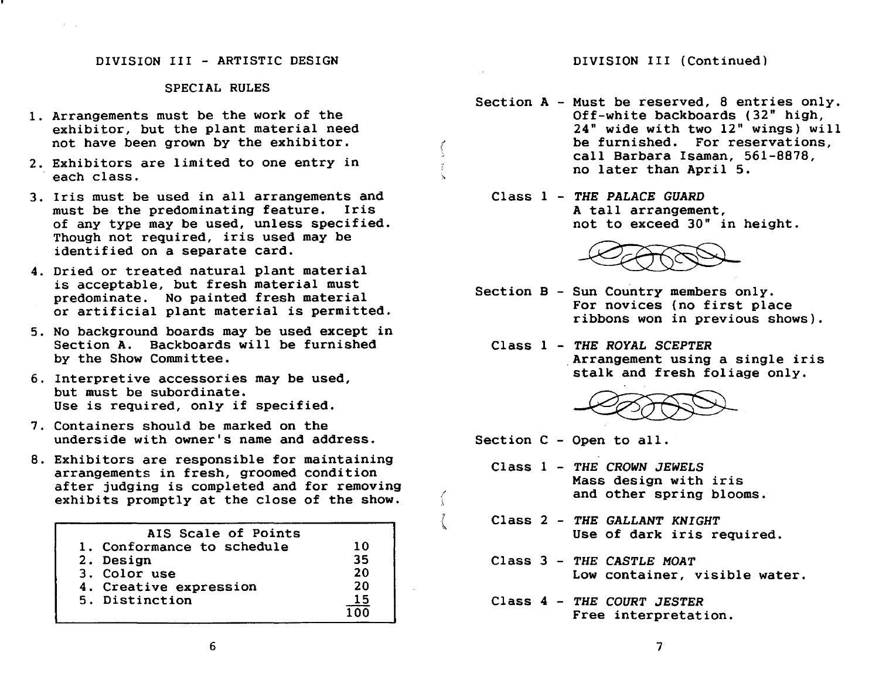## DIVISION III - ARTISTIC DESIGN

### SPECIAL RULES

1. Arrangements must be the work of the exhibitor, but the plant material need not have been grown by the exhibitor.
2. Exhibitors are limited to one entry in each class.
3. Iris must be used in all arrangements and must be the predominating feature. Iris of any type may be used, unless specified. Though not required, iris used may be identified on a separate card.
4. Dried or treated natural plant material is acceptable, but fresh material must predominate. No painted fresh material or artificial plant material is permitted.
5. No background boards may be used except in Section A. Backboards will be furnished by the Show Committee.
6. Interpretive accessories may be used, but must be subordinate. Use is required, only if specified.
7. Containers should be marked on the underside with owner's name and address.
8. Exhibitors are responsible for maintaining arrangements in fresh, groomed condition after judging is completed and for removing exhibits promptly at the close of the show.

| AIS Scale of Points | |
|---|---|
| 1. Conformance to schedule | 10 |
| 2. Design | 35 |
| 3. Color use | 20 |
| 4. Creative expression | 20 |
| 5. Distinction | 15 |
| | 100 |

## DIVISION III (Continued)

**Section A** - Must be reserved, 8 entries only. Off-white backboards (32" high, 24" wide with two 12" wings) will be furnished. For reservations, call Barbara Isaman, 561-8878, no later than April 5.

Class 1 - *THE PALACE GUARD*
A tall arrangement, not to exceed 30" in height.

**Section B** - Sun Country members only. For novices (no first place ribbons won in previous shows).

Class 1 - *THE ROYAL SCEPTER*
Arrangement using a single iris stalk and fresh foliage only.

**Section C** - Open to all.

Class 1 - *THE CROWN JEWELS*
Mass design with iris and other spring blooms.

Class 2 - *THE GALLANT KNIGHT*
Use of dark iris required.

Class 3 - *THE CASTLE MOAT*
Low container, visible water.

Class 4 - *THE COURT JESTER*
Free interpretation.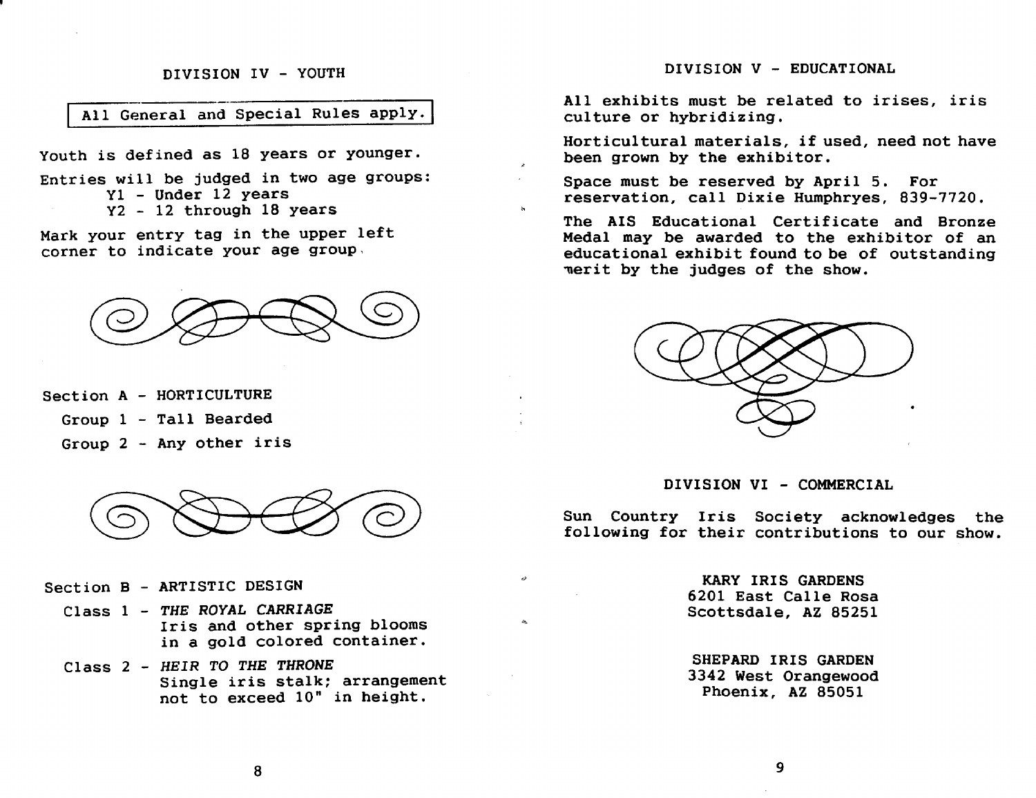## DIVISION IV - YOUTH

All General and Special Rules apply.

Youth is defined as 18 years or younger.

Entries will be judged in two age groups:
- Y1 - Under 12 years
- Y2 - 12 through 18 years

Mark your entry tag in the upper left corner to indicate your age group.

### Section A - HORTICULTURE

- Group 1 - Tall Bearded
- Group 2 - Any other iris

### Section B - ARTISTIC DESIGN

- Class 1 - *THE ROYAL CARRIAGE*
  Iris and other spring blooms in a gold colored container.
- Class 2 - *HEIR TO THE THRONE*
  Single iris stalk; arrangement not to exceed 10" in height.

## DIVISION V - EDUCATIONAL

All exhibits must be related to irises, iris culture or hybridizing.

Horticultural materials, if used, need not have been grown by the exhibitor.

Space must be reserved by April 5. For reservation, call Dixie Humphryes, 839-7720.

The AIS Educational Certificate and Bronze Medal may be awarded to the exhibitor of an educational exhibit found to be of outstanding merit by the judges of the show.

## DIVISION VI - COMMERCIAL

Sun Country Iris Society acknowledges the following for their contributions to our show.

KARY IRIS GARDENS
6201 East Calle Rosa
Scottsdale, AZ 85251

SHEPARD IRIS GARDEN
3342 West Orangewood
Phoenix, AZ 85051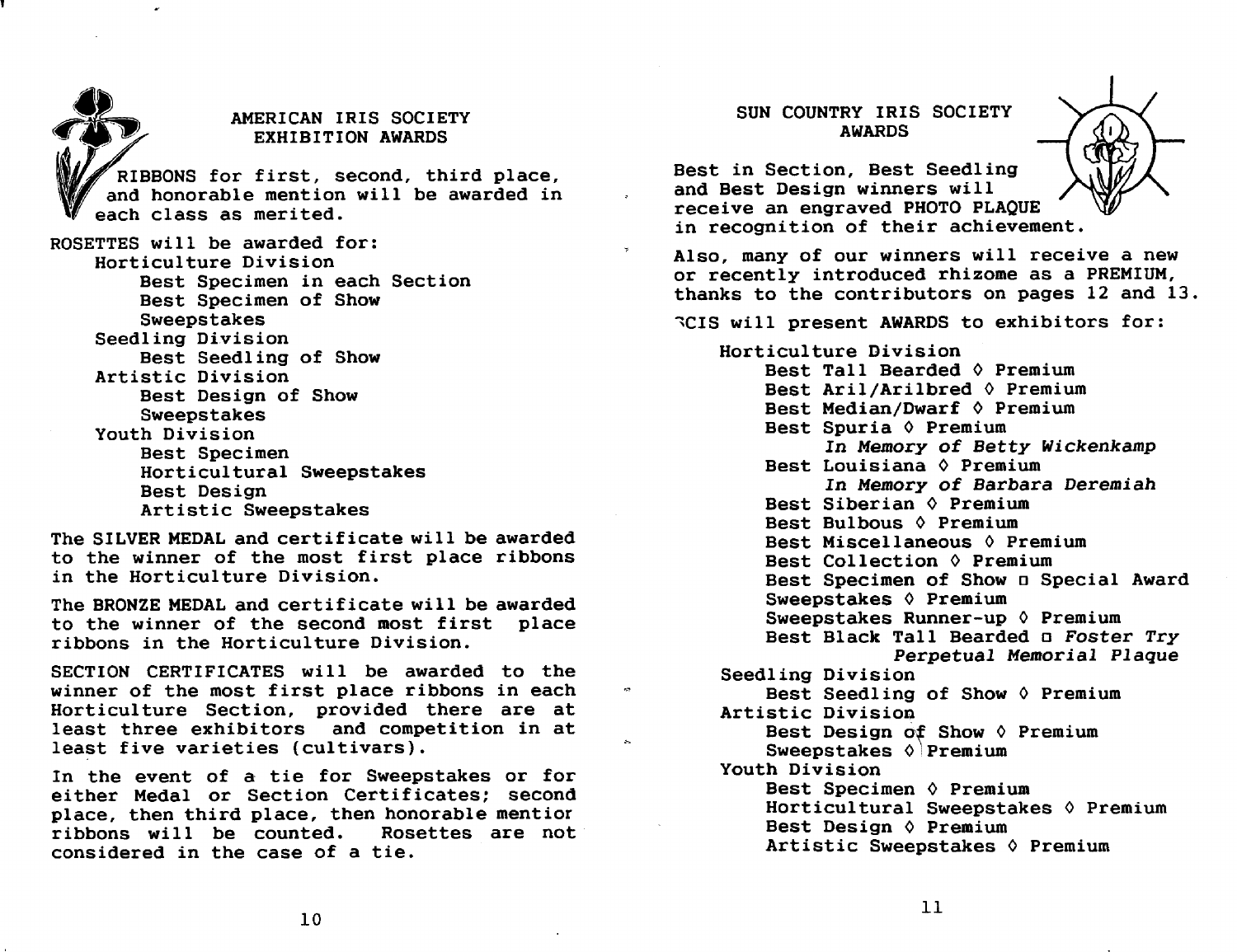## AMERICAN IRIS SOCIETY EXHIBITION AWARDS

RIBBONS for first, second, third place, and honorable mention will be awarded in each class as merited.

ROSETTES will be awarded for:

- Horticulture Division
  - Best Specimen in each Section
  - Best Specimen of Show
  - Sweepstakes
- Seedling Division
  - Best Seedling of Show
- Artistic Division
  - Best Design of Show
  - Sweepstakes
- Youth Division
  - Best Specimen
  - Horticultural Sweepstakes
  - Best Design
  - Artistic Sweepstakes

The **SILVER MEDAL** and certificate will be awarded to the winner of the most first place ribbons in the Horticulture Division.

The **BRONZE MEDAL** and certificate will be awarded to the winner of the second most first place ribbons in the Horticulture Division.

SECTION CERTIFICATES will be awarded to the winner of the most first place ribbons in each Horticulture Section, provided there are at least three exhibitors and competition in at least five varieties (cultivars).

In the event of a tie for Sweepstakes or for either Medal or Section Certificates; second place, then third place, then honorable mentior ribbons will be counted. Rosettes are not considered in the case of a tie.

## SUN COUNTRY IRIS SOCIETY AWARDS

Best in Section, Best Seedling and Best Design winners will receive an engraved PHOTO PLAQUE in recognition of their achievement.

Also, many of our winners will receive a new or recently introduced rhizome as a PREMIUM, thanks to the contributors on pages 12 and 13.

SCIS will present AWARDS to exhibitors for:

- Horticulture Division
  - Best Tall Bearded ◊ Premium
  - Best Aril/Arilbred ◊ Premium
  - Best Median/Dwarf ◊ Premium
  - Best Spuria ◊ Premium
    - *In Memory of Betty Wickenkamp*
  - Best Louisiana ◊ Premium
    - *In Memory of Barbara Deremiah*
  - Best Siberian ◊ Premium
  - Best Bulbous ◊ Premium
  - Best Miscellaneous ◊ Premium
  - Best Collection ◊ Premium
  - Best Specimen of Show □ Special Award
  - Sweepstakes ◊ Premium
  - Sweepstakes Runner-up ◊ Premium
  - Best Black Tall Bearded □ *Foster Try Perpetual Memorial Plaque*
- Seedling Division
  - Best Seedling of Show ◊ Premium
- Artistic Division
  - Best Design of Show ◊ Premium
  - Sweepstakes ◊ Premium
- Youth Division
  - Best Specimen ◊ Premium
  - Horticultural Sweepstakes ◊ Premium
  - Best Design ◊ Premium
  - Artistic Sweepstakes ◊ Premium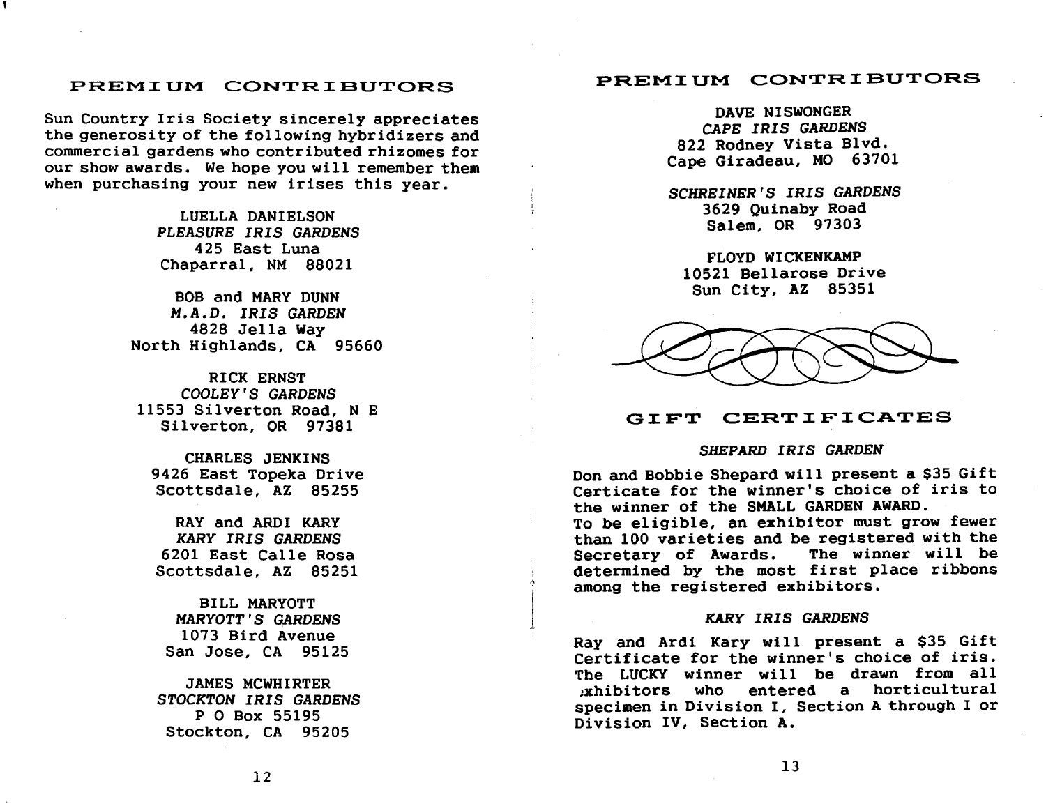## PREMIUM CONTRIBUTORS

Sun Country Iris Society sincerely appreciates the generosity of the following hybridizers and commercial gardens who contributed rhizomes for our show awards. We hope you will remember them when purchasing your new irises this year.

LUELLA DANIELSON  
*PLEASURE IRIS GARDENS*  
425 East Luna  
Chaparral, NM 88021

BOB and MARY DUNN  
*M.A.D. IRIS GARDEN*  
4828 Jella Way  
North Highlands, CA 95660

RICK ERNST  
*COOLEY'S GARDENS*  
11553 Silverton Road, N E  
Silverton, OR 97381

CHARLES JENKINS  
9426 East Topeka Drive  
Scottsdale, AZ 85255

RAY and ARDI KARY  
*KARY IRIS GARDENS*  
6201 East Calle Rosa  
Scottsdale, AZ 85251

BILL MARYOTT  
*MARYOTT'S GARDENS*  
1073 Bird Avenue  
San Jose, CA 95125

JAMES MCWHIRTER  
*STOCKTON IRIS GARDENS*  
P O Box 55195  
Stockton, CA 95205

## PREMIUM CONTRIBUTORS

DAVE NISWONGER  
*CAPE IRIS GARDENS*  
822 Rodney Vista Blvd.  
Cape Giradeau, MO 63701

*SCHREINER'S IRIS GARDENS*  
3629 Quinaby Road  
Salem, OR 97303

FLOYD WICKENKAMP  
10521 Bellarose Drive  
Sun City, AZ 85351

## GIFT CERTIFICATES

### *SHEPARD IRIS GARDEN*

Don and Bobbie Shepard will present a $35 Gift Certicate for the winner's choice of iris to the winner of the SMALL GARDEN AWARD.  
To be eligible, an exhibitor must grow fewer than 100 varieties and be registered with the Secretary of Awards. The winner will be determined by the most first place ribbons among the registered exhibitors.

### *KARY IRIS GARDENS*

Ray and Ardi Kary will present a $35 Gift Certificate for the winner's choice of iris. The LUCKY winner will be drawn from all exhibitors who entered a horticultural specimen in Division I, Section A through I or Division IV, Section A.